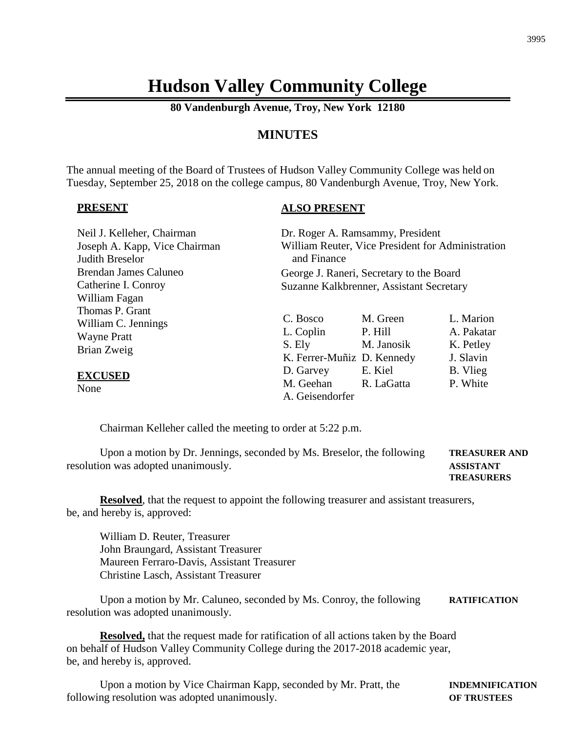# Hudson Valley Community College

**80 Vandenburgh Avenue, Troy, New York 12180**

## MINUTES

The annual meeting of the Board of Trustees of Hudson Valley Community College was held on Tuesday, September 25, 2018 on the college campus, 80 Vandenburgh Avenue, Troy, New York.

**PRESENT**

Neil J. Kelleher, Chairman
Joseph A. Kapp, Vice Chairman
Judith Breselor
Brendan James Caluneo
Catherine I. Conroy
William Fagan
Thomas P. Grant
William C. Jennings
Wayne Pratt
Brian Zweig

**EXCUSED**

None

**ALSO PRESENT**

Dr. Roger A. Ramsammy, President
William Reuter, Vice President for Administration and Finance
George J. Raneri, Secretary to the Board
Suzanne Kalkbrenner, Assistant Secretary

| | | |
|---|---|---|
| C. Bosco | M. Green | L. Marion |
| L. Coplin | P. Hill | A. Pakatar |
| S. Ely | M. Janosik | K. Petley |
| K. Ferrer-Muñiz | D. Kennedy | J. Slavin |
| D. Garvey | E. Kiel | B. Vlieg |
| M. Geehan | R. LaGatta | P. White |
| A. Geisendorfer | | |

Chairman Kelleher called the meeting to order at 5:22 p.m.

**TREASURER AND ASSISTANT TREASURERS**

Upon a motion by Dr. Jennings, seconded by Ms. Breselor, the following resolution was adopted unanimously.

**Resolved**, that the request to appoint the following treasurer and assistant treasurers, be, and hereby is, approved:

William D. Reuter, Treasurer
John Braungard, Assistant Treasurer
Maureen Ferraro-Davis, Assistant Treasurer
Christine Lasch, Assistant Treasurer

**RATIFICATION**

Upon a motion by Mr. Caluneo, seconded by Ms. Conroy, the following resolution was adopted unanimously.

**Resolved,** that the request made for ratification of all actions taken by the Board on behalf of Hudson Valley Community College during the 2017-2018 academic year, be, and hereby is, approved.

**INDEMNIFICATION OF TRUSTEES**

Upon a motion by Vice Chairman Kapp, seconded by Mr. Pratt, the following resolution was adopted unanimously.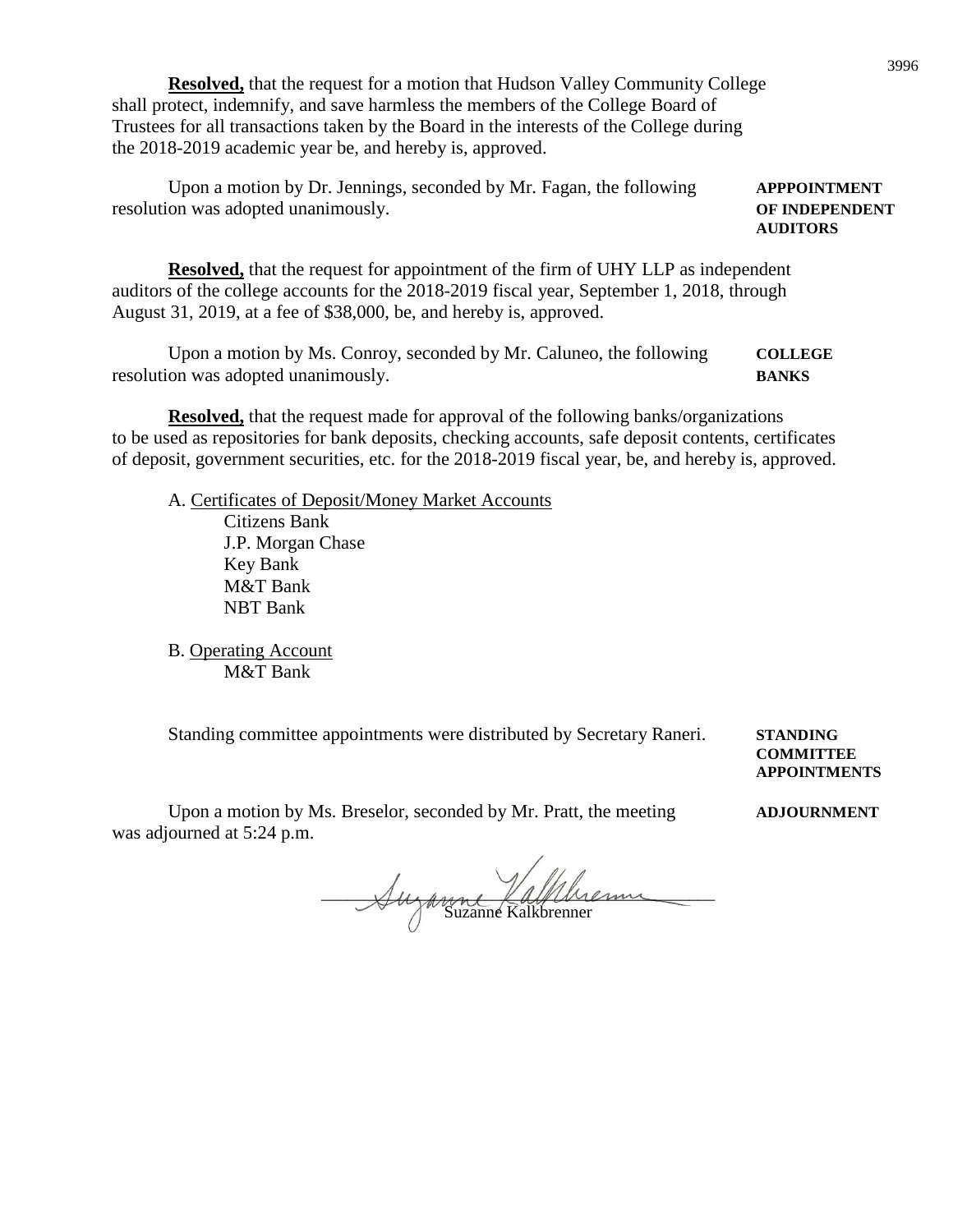**Resolved,** that the request for a motion that Hudson Valley Community College shall protect, indemnify, and save harmless the members of the College Board of Trustees for all transactions taken by the Board in the interests of the College during the 2018-2019 academic year be, and hereby is, approved.

**APPPOINTMENT OF INDEPENDENT AUDITORS**

Upon a motion by Dr. Jennings, seconded by Mr. Fagan, the following resolution was adopted unanimously.

**Resolved,** that the request for appointment of the firm of UHY LLP as independent auditors of the college accounts for the 2018-2019 fiscal year, September 1, 2018, through August 31, 2019, at a fee of $38,000, be, and hereby is, approved.

**COLLEGE BANKS**

Upon a motion by Ms. Conroy, seconded by Mr. Caluneo, the following resolution was adopted unanimously.

**Resolved,** that the request made for approval of the following banks/organizations to be used as repositories for bank deposits, checking accounts, safe deposit contents, certificates of deposit, government securities, etc. for the 2018-2019 fiscal year, be, and hereby is, approved.

A. Certificates of Deposit/Money Market Accounts
- Citizens Bank
- J.P. Morgan Chase
- Key Bank
- M&T Bank
- NBT Bank

B. Operating Account
- M&T Bank

**STANDING COMMITTEE APPOINTMENTS**

Standing committee appointments were distributed by Secretary Raneri.

**ADJOURNMENT**

Upon a motion by Ms. Breselor, seconded by Mr. Pratt, the meeting was adjourned at 5:24 p.m.

Suzanne Kalkbrenner